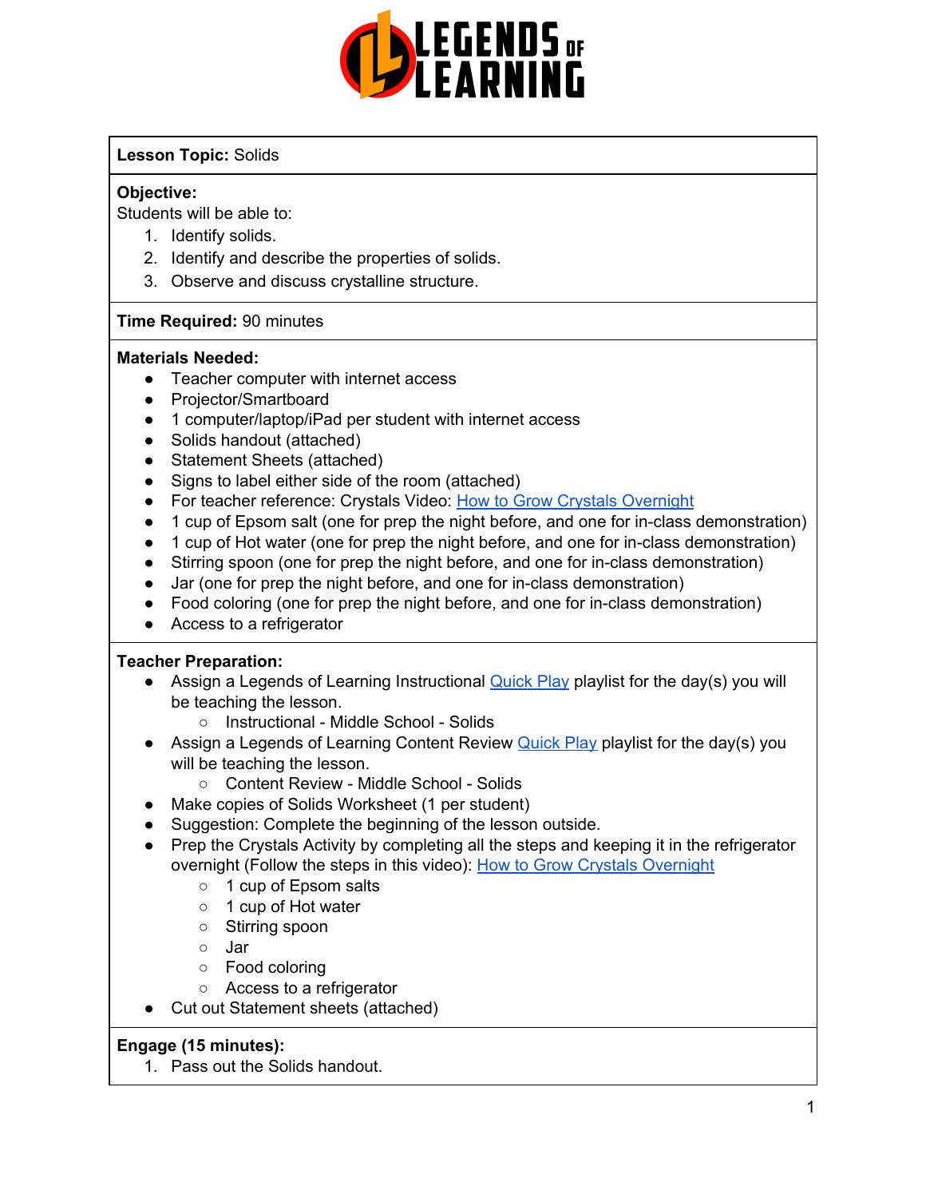**Lesson Topic:** Solids

**Objective:**
Students will be able to:

1. Identify solids.
2. Identify and describe the properties of solids.
3. Observe and discuss crystalline structure.

**Time Required:** 90 minutes

**Materials Needed:**

- Teacher computer with internet access
- Projector/Smartboard
- 1 computer/laptop/iPad per student with internet access
- Solids handout (attached)
- Statement Sheets (attached)
- Signs to label either side of the room (attached)
- For teacher reference: Crystals Video: How to Grow Crystals Overnight
- 1 cup of Epsom salt (one for prep the night before, and one for in-class demonstration)
- 1 cup of Hot water (one for prep the night before, and one for in-class demonstration)
- Stirring spoon (one for prep the night before, and one for in-class demonstration)
- Jar (one for prep the night before, and one for in-class demonstration)
- Food coloring (one for prep the night before, and one for in-class demonstration)
- Access to a refrigerator

**Teacher Preparation:**

- Assign a Legends of Learning Instructional Quick Play playlist for the day(s) you will be teaching the lesson.
  - Instructional - Middle School - Solids
- Assign a Legends of Learning Content Review Quick Play playlist for the day(s) you will be teaching the lesson.
  - Content Review - Middle School - Solids
- Make copies of Solids Worksheet (1 per student)
- Suggestion: Complete the beginning of the lesson outside.
- Prep the Crystals Activity by completing all the steps and keeping it in the refrigerator overnight (Follow the steps in this video): How to Grow Crystals Overnight
  - 1 cup of Epsom salts
  - 1 cup of Hot water
  - Stirring spoon
  - Jar
  - Food coloring
  - Access to a refrigerator
- Cut out Statement sheets (attached)

**Engage (15 minutes):**

1. Pass out the Solids handout.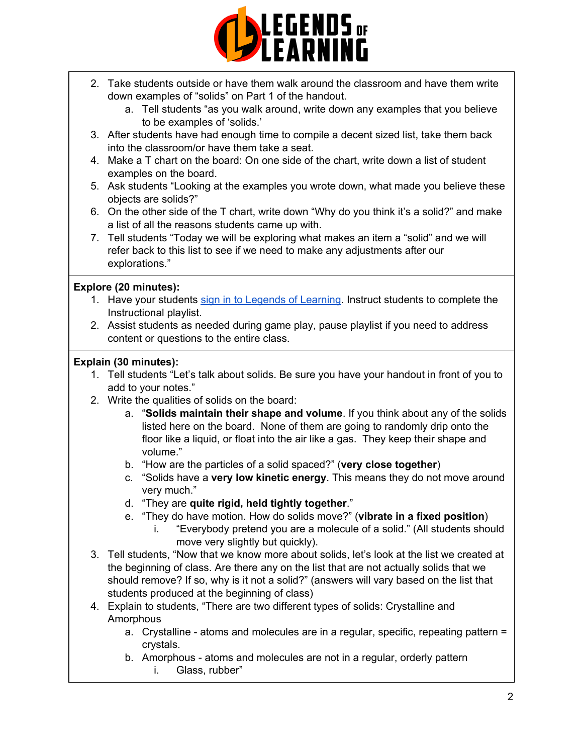2. Take students outside or have them walk around the classroom and have them write down examples of "solids" on Part 1 of the handout.
    a. Tell students "as you walk around, write down any examples that you believe to be examples of 'solids.'
3. After students have had enough time to compile a decent sized list, take them back into the classroom/or have them take a seat.
4. Make a T chart on the board: On one side of the chart, write down a list of student examples on the board.
5. Ask students "Looking at the examples you wrote down, what made you believe these objects are solids?"
6. On the other side of the T chart, write down "Why do you think it's a solid?" and make a list of all the reasons students came up with.
7. Tell students "Today we will be exploring what makes an item a "solid" and we will refer back to this list to see if we need to make any adjustments after our explorations."

**Explore (20 minutes):**

1. Have your students sign in to Legends of Learning. Instruct students to complete the Instructional playlist.
2. Assist students as needed during game play, pause playlist if you need to address content or questions to the entire class.

**Explain (30 minutes):**

1. Tell students "Let's talk about solids. Be sure you have your handout in front of you to add to your notes."
2. Write the qualities of solids on the board:
    a. "**Solids maintain their shape and volume**. If you think about any of the solids listed here on the board. None of them are going to randomly drip onto the floor like a liquid, or float into the air like a gas. They keep their shape and volume."
    b. "How are the particles of a solid spaced?" (**very close together**)
    c. "Solids have a **very low kinetic energy**. This means they do not move around very much."
    d. "They are **quite rigid, held tightly together**."
    e. "They do have motion. How do solids move?" (**vibrate in a fixed position**)
        i. "Everybody pretend you are a molecule of a solid." (All students should move very slightly but quickly).
3. Tell students, "Now that we know more about solids, let's look at the list we created at the beginning of class. Are there any on the list that are not actually solids that we should remove? If so, why is it not a solid?" (answers will vary based on the list that students produced at the beginning of class)
4. Explain to students, "There are two different types of solids: Crystalline and Amorphous
    a. Crystalline - atoms and molecules are in a regular, specific, repeating pattern = crystals.
    b. Amorphous - atoms and molecules are not in a regular, orderly pattern
        i. Glass, rubber"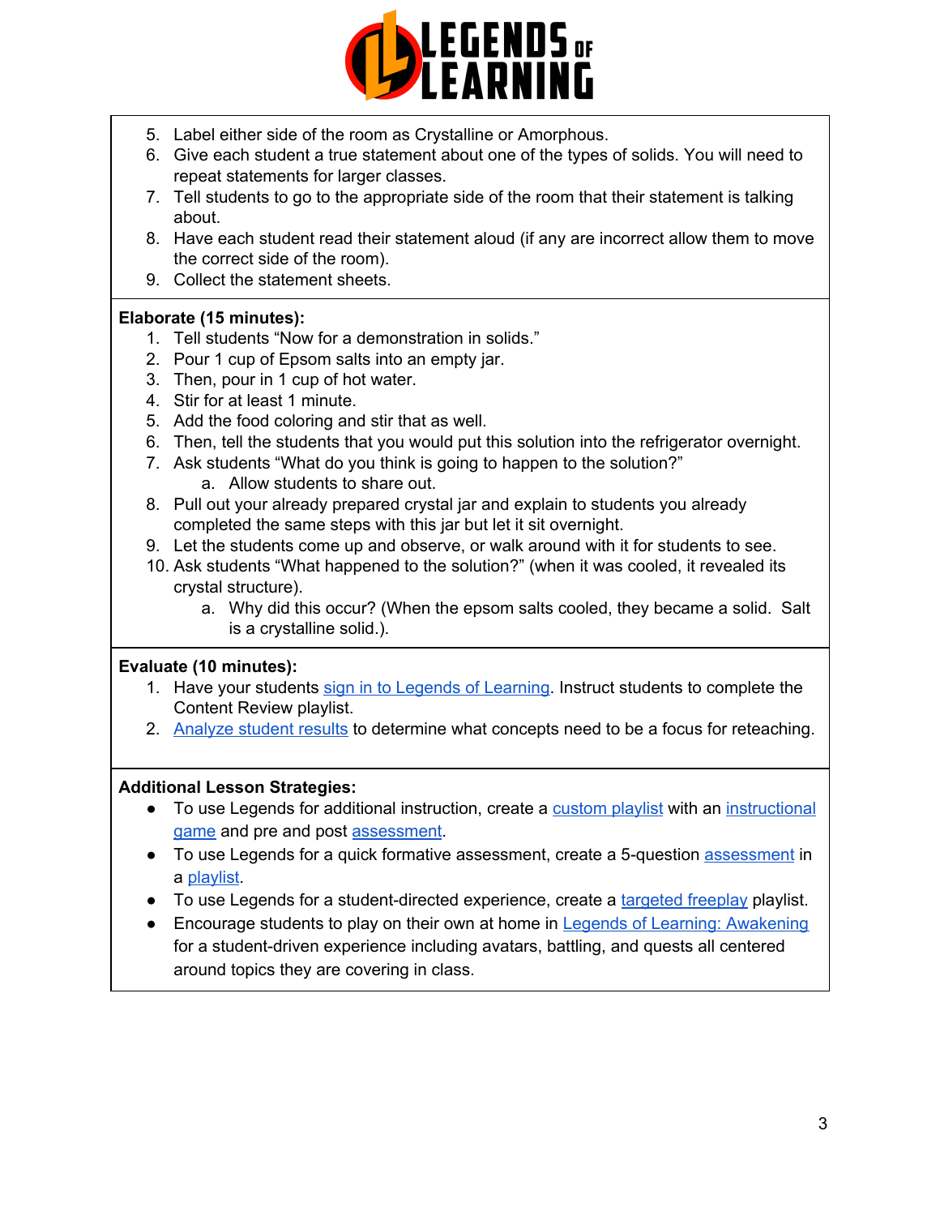5. Label either side of the room as Crystalline or Amorphous.
6. Give each student a true statement about one of the types of solids. You will need to repeat statements for larger classes.
7. Tell students to go to the appropriate side of the room that their statement is talking about.
8. Have each student read their statement aloud (if any are incorrect allow them to move the correct side of the room).
9. Collect the statement sheets.

**Elaborate (15 minutes):**

1. Tell students "Now for a demonstration in solids."
2. Pour 1 cup of Epsom salts into an empty jar.
3. Then, pour in 1 cup of hot water.
4. Stir for at least 1 minute.
5. Add the food coloring and stir that as well.
6. Then, tell the students that you would put this solution into the refrigerator overnight.
7. Ask students "What do you think is going to happen to the solution?"
   a. Allow students to share out.
8. Pull out your already prepared crystal jar and explain to students you already completed the same steps with this jar but let it sit overnight.
9. Let the students come up and observe, or walk around with it for students to see.
10. Ask students "What happened to the solution?" (when it was cooled, it revealed its crystal structure).
    a. Why did this occur? (When the epsom salts cooled, they became a solid. Salt is a crystalline solid.).

**Evaluate (10 minutes):**

1. Have your students [sign in to Legends of Learning](). Instruct students to complete the Content Review playlist.
2. [Analyze student results]() to determine what concepts need to be a focus for reteaching.

**Additional Lesson Strategies:**

- To use Legends for additional instruction, create a [custom playlist]() with an [instructional game]() and pre and post [assessment]().
- To use Legends for a quick formative assessment, create a 5-question [assessment]() in a [playlist]().
- To use Legends for a student-directed experience, create a [targeted freeplay]() playlist.
- Encourage students to play on their own at home in [Legends of Learning: Awakening]() for a student-driven experience including avatars, battling, and quests all centered around topics they are covering in class.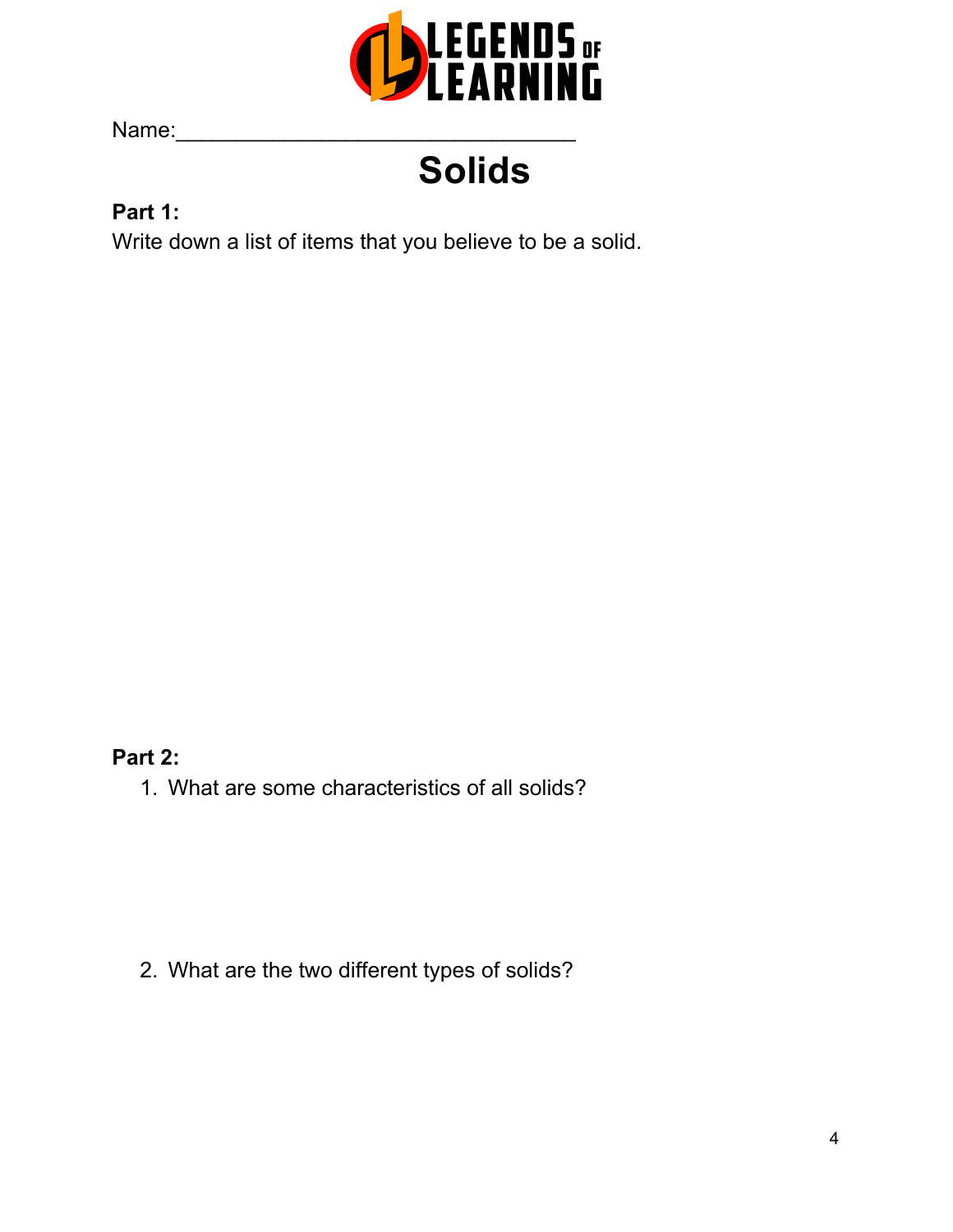LEGENDS OF LEARNING

Name:________________________________

# Solids

**Part 1:**

Write down a list of items that you believe to be a solid.

**Part 2:**

1. What are some characteristics of all solids?

2. What are the two different types of solids?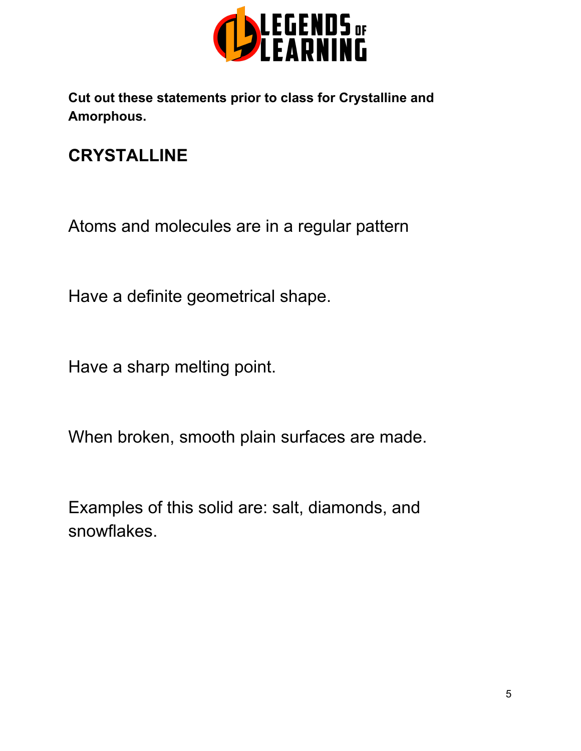**Cut out these statements prior to class for Crystalline and Amorphous.**

## CRYSTALLINE

Atoms and molecules are in a regular pattern

Have a definite geometrical shape.

Have a sharp melting point.

When broken, smooth plain surfaces are made.

Examples of this solid are: salt, diamonds, and snowflakes.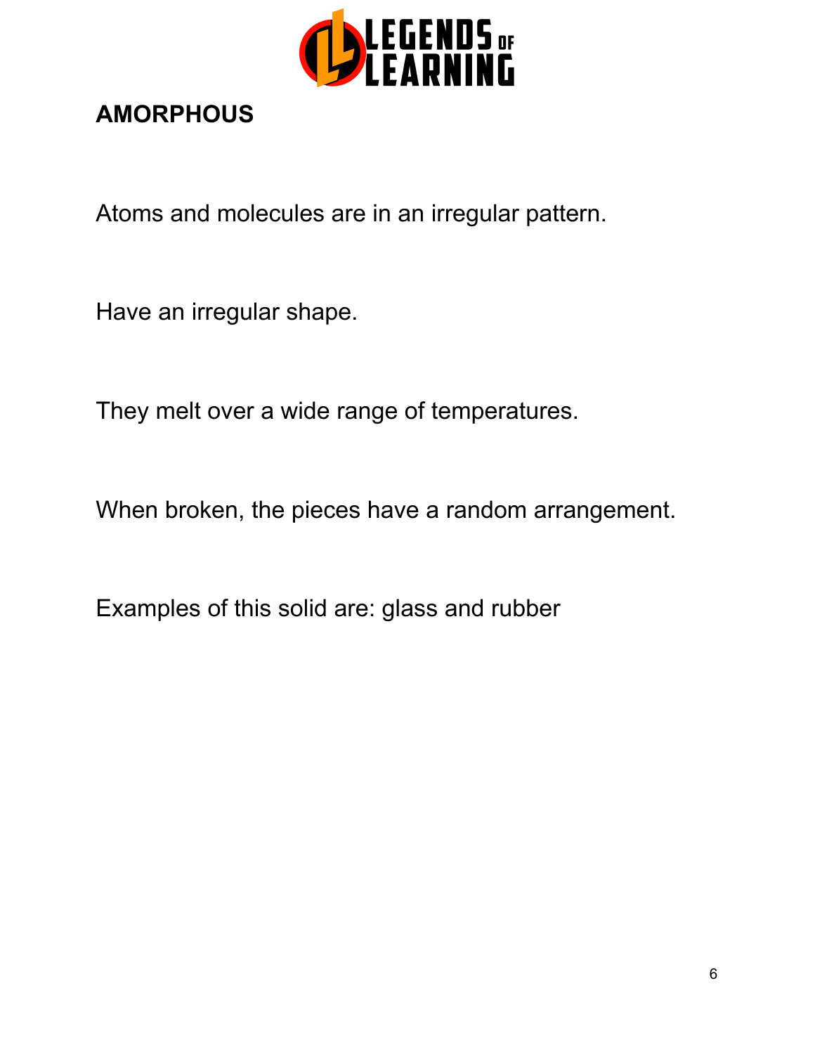## AMORPHOUS

Atoms and molecules are in an irregular pattern.

Have an irregular shape.

They melt over a wide range of temperatures.

When broken, the pieces have a random arrangement.

Examples of this solid are: glass and rubber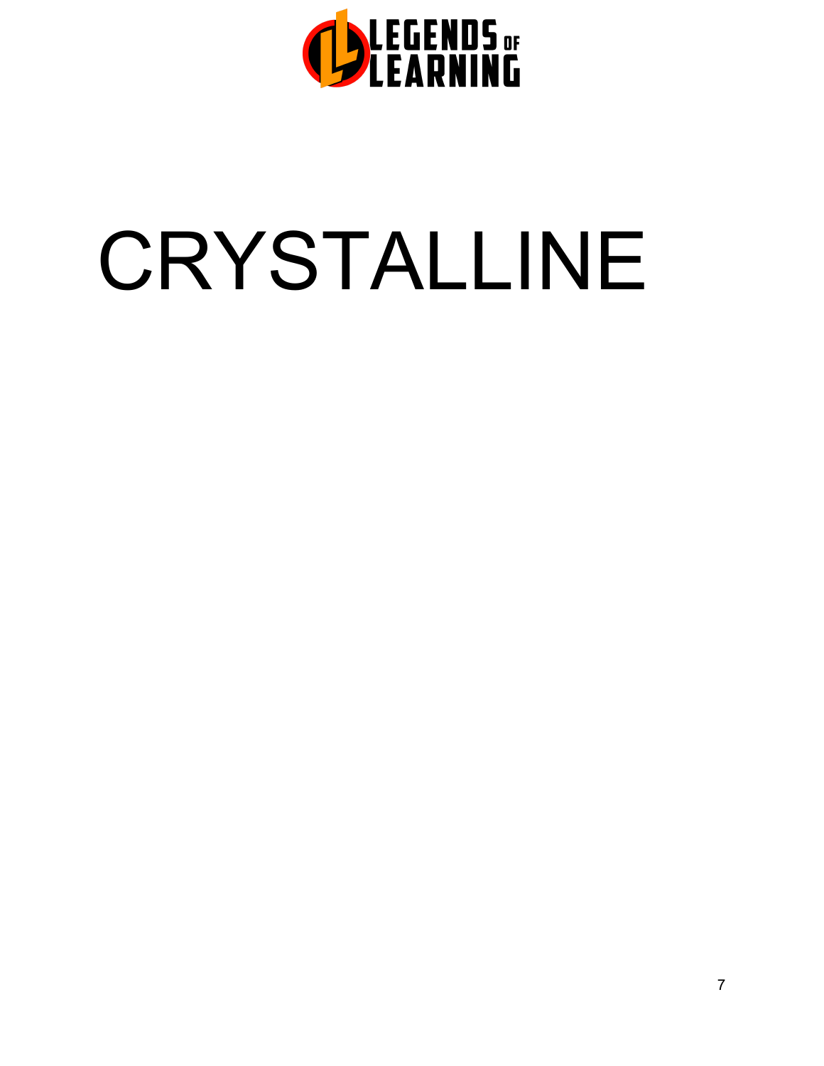# CRYSTALLINE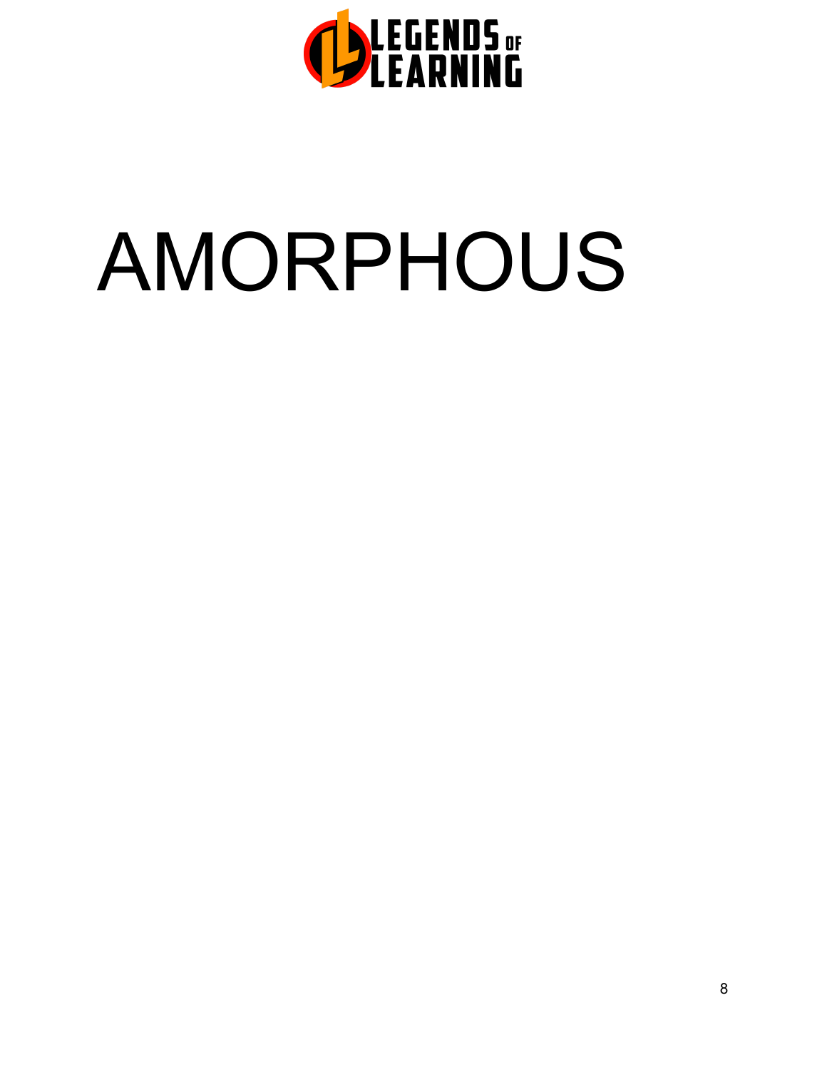LEGENDS OF LEARNING

# AMORPHOUS